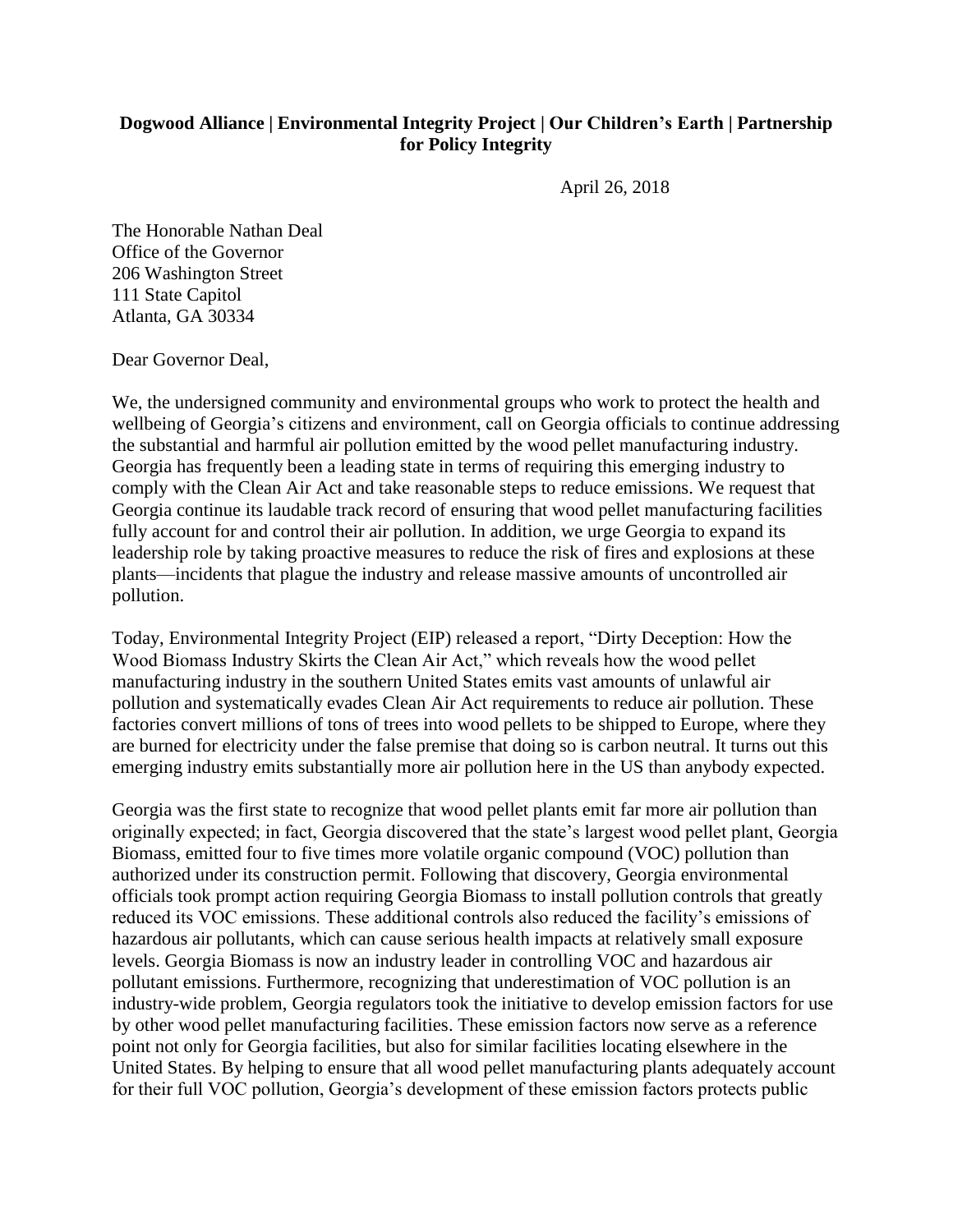**Dogwood Alliance | Environmental Integrity Project | Our Children's Earth | Partnership for Policy Integrity**

April 26, 2018

The Honorable Nathan Deal
Office of the Governor
206 Washington Street
111 State Capitol
Atlanta, GA 30334

Dear Governor Deal,

We, the undersigned community and environmental groups who work to protect the health and wellbeing of Georgia's citizens and environment, call on Georgia officials to continue addressing the substantial and harmful air pollution emitted by the wood pellet manufacturing industry. Georgia has frequently been a leading state in terms of requiring this emerging industry to comply with the Clean Air Act and take reasonable steps to reduce emissions. We request that Georgia continue its laudable track record of ensuring that wood pellet manufacturing facilities fully account for and control their air pollution. In addition, we urge Georgia to expand its leadership role by taking proactive measures to reduce the risk of fires and explosions at these plants—incidents that plague the industry and release massive amounts of uncontrolled air pollution.

Today, Environmental Integrity Project (EIP) released a report, "Dirty Deception: How the Wood Biomass Industry Skirts the Clean Air Act," which reveals how the wood pellet manufacturing industry in the southern United States emits vast amounts of unlawful air pollution and systematically evades Clean Air Act requirements to reduce air pollution. These factories convert millions of tons of trees into wood pellets to be shipped to Europe, where they are burned for electricity under the false premise that doing so is carbon neutral. It turns out this emerging industry emits substantially more air pollution here in the US than anybody expected.

Georgia was the first state to recognize that wood pellet plants emit far more air pollution than originally expected; in fact, Georgia discovered that the state's largest wood pellet plant, Georgia Biomass, emitted four to five times more volatile organic compound (VOC) pollution than authorized under its construction permit. Following that discovery, Georgia environmental officials took prompt action requiring Georgia Biomass to install pollution controls that greatly reduced its VOC emissions. These additional controls also reduced the facility's emissions of hazardous air pollutants, which can cause serious health impacts at relatively small exposure levels. Georgia Biomass is now an industry leader in controlling VOC and hazardous air pollutant emissions. Furthermore, recognizing that underestimation of VOC pollution is an industry-wide problem, Georgia regulators took the initiative to develop emission factors for use by other wood pellet manufacturing facilities. These emission factors now serve as a reference point not only for Georgia facilities, but also for similar facilities locating elsewhere in the United States. By helping to ensure that all wood pellet manufacturing plants adequately account for their full VOC pollution, Georgia's development of these emission factors protects public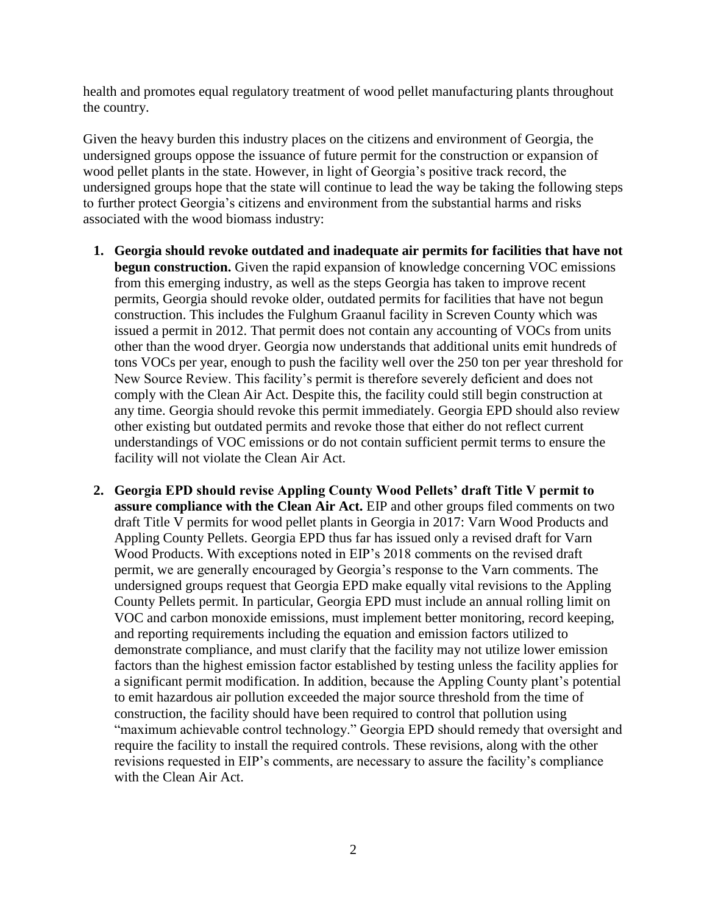health and promotes equal regulatory treatment of wood pellet manufacturing plants throughout the country.

Given the heavy burden this industry places on the citizens and environment of Georgia, the undersigned groups oppose the issuance of future permit for the construction or expansion of wood pellet plants in the state. However, in light of Georgia's positive track record, the undersigned groups hope that the state will continue to lead the way be taking the following steps to further protect Georgia's citizens and environment from the substantial harms and risks associated with the wood biomass industry:

1. **Georgia should revoke outdated and inadequate air permits for facilities that have not begun construction.** Given the rapid expansion of knowledge concerning VOC emissions from this emerging industry, as well as the steps Georgia has taken to improve recent permits, Georgia should revoke older, outdated permits for facilities that have not begun construction. This includes the Fulghum Graanul facility in Screven County which was issued a permit in 2012. That permit does not contain any accounting of VOCs from units other than the wood dryer. Georgia now understands that additional units emit hundreds of tons VOCs per year, enough to push the facility well over the 250 ton per year threshold for New Source Review. This facility's permit is therefore severely deficient and does not comply with the Clean Air Act. Despite this, the facility could still begin construction at any time. Georgia should revoke this permit immediately. Georgia EPD should also review other existing but outdated permits and revoke those that either do not reflect current understandings of VOC emissions or do not contain sufficient permit terms to ensure the facility will not violate the Clean Air Act.

2. **Georgia EPD should revise Appling County Wood Pellets' draft Title V permit to assure compliance with the Clean Air Act.** EIP and other groups filed comments on two draft Title V permits for wood pellet plants in Georgia in 2017: Varn Wood Products and Appling County Pellets. Georgia EPD thus far has issued only a revised draft for Varn Wood Products. With exceptions noted in EIP's 2018 comments on the revised draft permit, we are generally encouraged by Georgia's response to the Varn comments. The undersigned groups request that Georgia EPD make equally vital revisions to the Appling County Pellets permit. In particular, Georgia EPD must include an annual rolling limit on VOC and carbon monoxide emissions, must implement better monitoring, record keeping, and reporting requirements including the equation and emission factors utilized to demonstrate compliance, and must clarify that the facility may not utilize lower emission factors than the highest emission factor established by testing unless the facility applies for a significant permit modification. In addition, because the Appling County plant's potential to emit hazardous air pollution exceeded the major source threshold from the time of construction, the facility should have been required to control that pollution using "maximum achievable control technology." Georgia EPD should remedy that oversight and require the facility to install the required controls. These revisions, along with the other revisions requested in EIP's comments, are necessary to assure the facility's compliance with the Clean Air Act.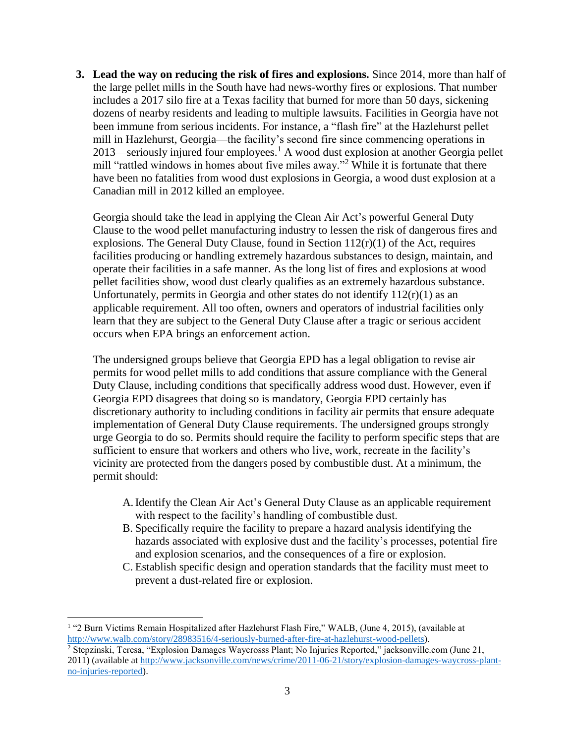3. **Lead the way on reducing the risk of fires and explosions.** Since 2014, more than half of the large pellet mills in the South have had news-worthy fires or explosions. That number includes a 2017 silo fire at a Texas facility that burned for more than 50 days, sickening dozens of nearby residents and leading to multiple lawsuits. Facilities in Georgia have not been immune from serious incidents. For instance, a "flash fire" at the Hazlehurst pellet mill in Hazlehurst, Georgia—the facility's second fire since commencing operations in 2013—seriously injured four employees.[1] A wood dust explosion at another Georgia pellet mill "rattled windows in homes about five miles away."[2] While it is fortunate that there have been no fatalities from wood dust explosions in Georgia, a wood dust explosion at a Canadian mill in 2012 killed an employee.

   Georgia should take the lead in applying the Clean Air Act's powerful General Duty Clause to the wood pellet manufacturing industry to lessen the risk of dangerous fires and explosions. The General Duty Clause, found in Section 112(r)(1) of the Act, requires facilities producing or handling extremely hazardous substances to design, maintain, and operate their facilities in a safe manner. As the long list of fires and explosions at wood pellet facilities show, wood dust clearly qualifies as an extremely hazardous substance. Unfortunately, permits in Georgia and other states do not identify 112(r)(1) as an applicable requirement. All too often, owners and operators of industrial facilities only learn that they are subject to the General Duty Clause after a tragic or serious accident occurs when EPA brings an enforcement action.

   The undersigned groups believe that Georgia EPD has a legal obligation to revise air permits for wood pellet mills to add conditions that assure compliance with the General Duty Clause, including conditions that specifically address wood dust. However, even if Georgia EPD disagrees that doing so is mandatory, Georgia EPD certainly has discretionary authority to including conditions in facility air permits that ensure adequate implementation of General Duty Clause requirements. The undersigned groups strongly urge Georgia to do so. Permits should require the facility to perform specific steps that are sufficient to ensure that workers and others who live, work, recreate in the facility's vicinity are protected from the dangers posed by combustible dust. At a minimum, the permit should:

   A. Identify the Clean Air Act's General Duty Clause as an applicable requirement with respect to the facility's handling of combustible dust.
   B. Specifically require the facility to prepare a hazard analysis identifying the hazards associated with explosive dust and the facility's processes, potential fire and explosion scenarios, and the consequences of a fire or explosion.
   C. Establish specific design and operation standards that the facility must meet to prevent a dust-related fire or explosion.

---

[1] "2 Burn Victims Remain Hospitalized after Hazlehurst Flash Fire," WALB, (June 4, 2015), (available at http://www.walb.com/story/28983516/4-seriously-burned-after-fire-at-hazlehurst-wood-pellets).

[2] Stepzinski, Teresa, "Explosion Damages Waycrosss Plant; No Injuries Reported," jacksonville.com (June 21, 2011) (available at http://www.jacksonville.com/news/crime/2011-06-21/story/explosion-damages-waycross-plant-no-injuries-reported).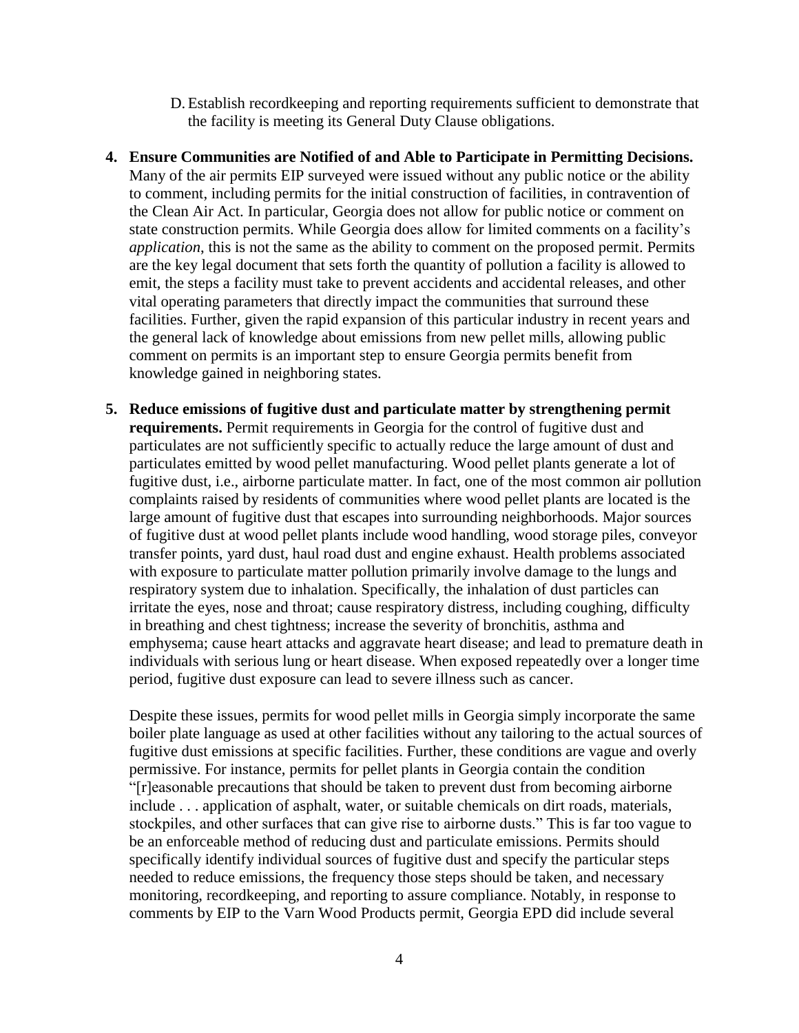D. Establish recordkeeping and reporting requirements sufficient to demonstrate that the facility is meeting its General Duty Clause obligations.

4. **Ensure Communities are Notified of and Able to Participate in Permitting Decisions.** Many of the air permits EIP surveyed were issued without any public notice or the ability to comment, including permits for the initial construction of facilities, in contravention of the Clean Air Act. In particular, Georgia does not allow for public notice or comment on state construction permits. While Georgia does allow for limited comments on a facility's *application*, this is not the same as the ability to comment on the proposed permit. Permits are the key legal document that sets forth the quantity of pollution a facility is allowed to emit, the steps a facility must take to prevent accidents and accidental releases, and other vital operating parameters that directly impact the communities that surround these facilities. Further, given the rapid expansion of this particular industry in recent years and the general lack of knowledge about emissions from new pellet mills, allowing public comment on permits is an important step to ensure Georgia permits benefit from knowledge gained in neighboring states.

5. **Reduce emissions of fugitive dust and particulate matter by strengthening permit requirements.** Permit requirements in Georgia for the control of fugitive dust and particulates are not sufficiently specific to actually reduce the large amount of dust and particulates emitted by wood pellet manufacturing. Wood pellet plants generate a lot of fugitive dust, i.e., airborne particulate matter. In fact, one of the most common air pollution complaints raised by residents of communities where wood pellet plants are located is the large amount of fugitive dust that escapes into surrounding neighborhoods. Major sources of fugitive dust at wood pellet plants include wood handling, wood storage piles, conveyor transfer points, yard dust, haul road dust and engine exhaust. Health problems associated with exposure to particulate matter pollution primarily involve damage to the lungs and respiratory system due to inhalation. Specifically, the inhalation of dust particles can irritate the eyes, nose and throat; cause respiratory distress, including coughing, difficulty in breathing and chest tightness; increase the severity of bronchitis, asthma and emphysema; cause heart attacks and aggravate heart disease; and lead to premature death in individuals with serious lung or heart disease. When exposed repeatedly over a longer time period, fugitive dust exposure can lead to severe illness such as cancer.

   Despite these issues, permits for wood pellet mills in Georgia simply incorporate the same boiler plate language as used at other facilities without any tailoring to the actual sources of fugitive dust emissions at specific facilities. Further, these conditions are vague and overly permissive. For instance, permits for pellet plants in Georgia contain the condition "[r]easonable precautions that should be taken to prevent dust from becoming airborne include . . . application of asphalt, water, or suitable chemicals on dirt roads, materials, stockpiles, and other surfaces that can give rise to airborne dusts." This is far too vague to be an enforceable method of reducing dust and particulate emissions. Permits should specifically identify individual sources of fugitive dust and specify the particular steps needed to reduce emissions, the frequency those steps should be taken, and necessary monitoring, recordkeeping, and reporting to assure compliance. Notably, in response to comments by EIP to the Varn Wood Products permit, Georgia EPD did include several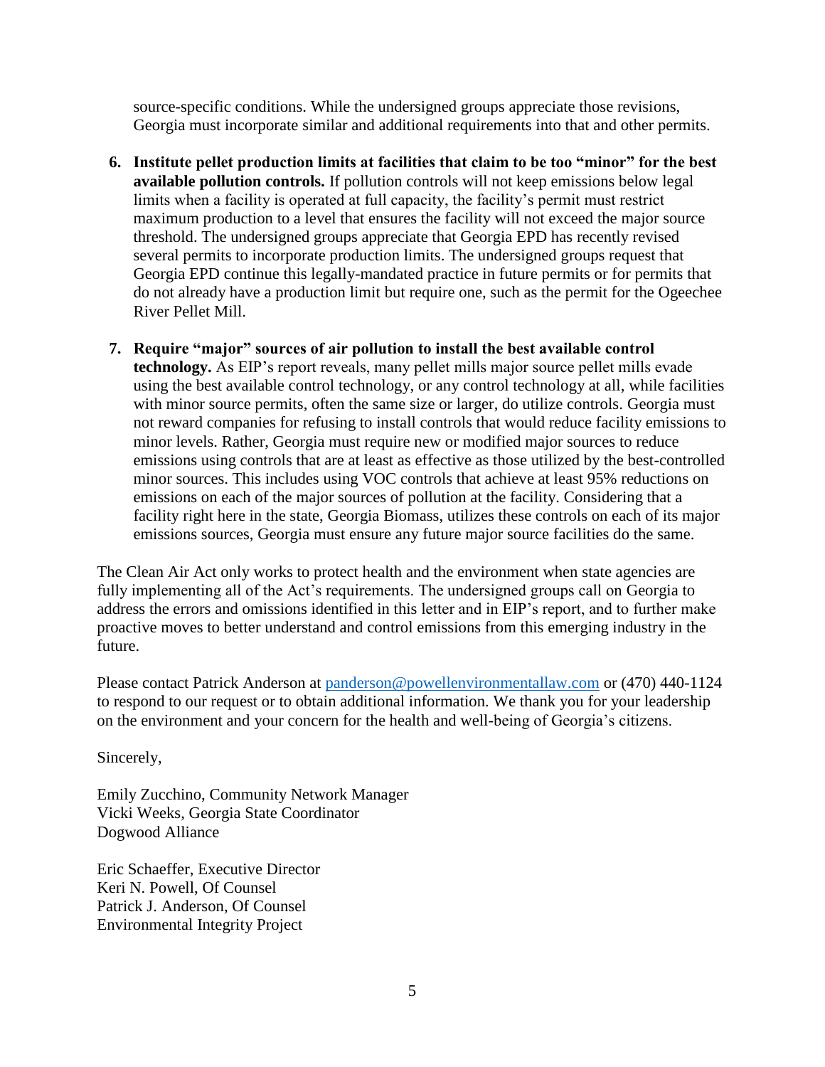source-specific conditions. While the undersigned groups appreciate those revisions, Georgia must incorporate similar and additional requirements into that and other permits.

6. **Institute pellet production limits at facilities that claim to be too "minor" for the best available pollution controls.** If pollution controls will not keep emissions below legal limits when a facility is operated at full capacity, the facility's permit must restrict maximum production to a level that ensures the facility will not exceed the major source threshold. The undersigned groups appreciate that Georgia EPD has recently revised several permits to incorporate production limits. The undersigned groups request that Georgia EPD continue this legally-mandated practice in future permits or for permits that do not already have a production limit but require one, such as the permit for the Ogeechee River Pellet Mill.

7. **Require "major" sources of air pollution to install the best available control technology.** As EIP's report reveals, many pellet mills major source pellet mills evade using the best available control technology, or any control technology at all, while facilities with minor source permits, often the same size or larger, do utilize controls. Georgia must not reward companies for refusing to install controls that would reduce facility emissions to minor levels. Rather, Georgia must require new or modified major sources to reduce emissions using controls that are at least as effective as those utilized by the best-controlled minor sources. This includes using VOC controls that achieve at least 95% reductions on emissions on each of the major sources of pollution at the facility. Considering that a facility right here in the state, Georgia Biomass, utilizes these controls on each of its major emissions sources, Georgia must ensure any future major source facilities do the same.

The Clean Air Act only works to protect health and the environment when state agencies are fully implementing all of the Act's requirements. The undersigned groups call on Georgia to address the errors and omissions identified in this letter and in EIP's report, and to further make proactive moves to better understand and control emissions from this emerging industry in the future.

Please contact Patrick Anderson at panderson@powellenvironmentallaw.com or (470) 440-1124 to respond to our request or to obtain additional information. We thank you for your leadership on the environment and your concern for the health and well-being of Georgia's citizens.

Sincerely,

Emily Zucchino, Community Network Manager
Vicki Weeks, Georgia State Coordinator
Dogwood Alliance

Eric Schaeffer, Executive Director
Keri N. Powell, Of Counsel
Patrick J. Anderson, Of Counsel
Environmental Integrity Project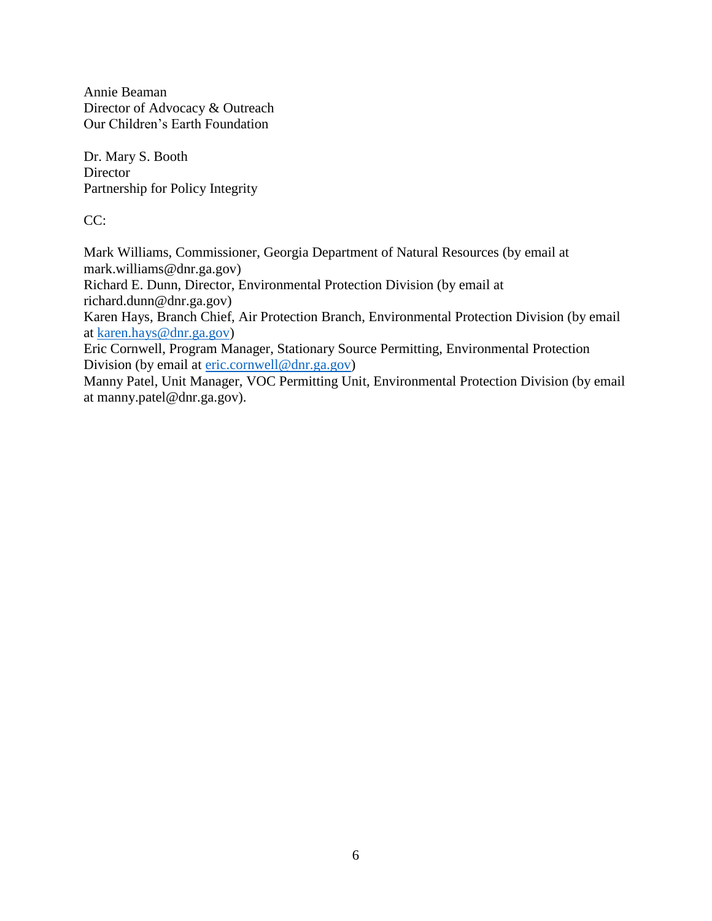Annie Beaman
Director of Advocacy & Outreach
Our Children's Earth Foundation

Dr. Mary S. Booth
Director
Partnership for Policy Integrity

CC:

Mark Williams, Commissioner, Georgia Department of Natural Resources (by email at mark.williams@dnr.ga.gov)
Richard E. Dunn, Director, Environmental Protection Division (by email at richard.dunn@dnr.ga.gov)
Karen Hays, Branch Chief, Air Protection Branch, Environmental Protection Division (by email at karen.hays@dnr.ga.gov)
Eric Cornwell, Program Manager, Stationary Source Permitting, Environmental Protection Division (by email at eric.cornwell@dnr.ga.gov)
Manny Patel, Unit Manager, VOC Permitting Unit, Environmental Protection Division (by email at manny.patel@dnr.ga.gov).